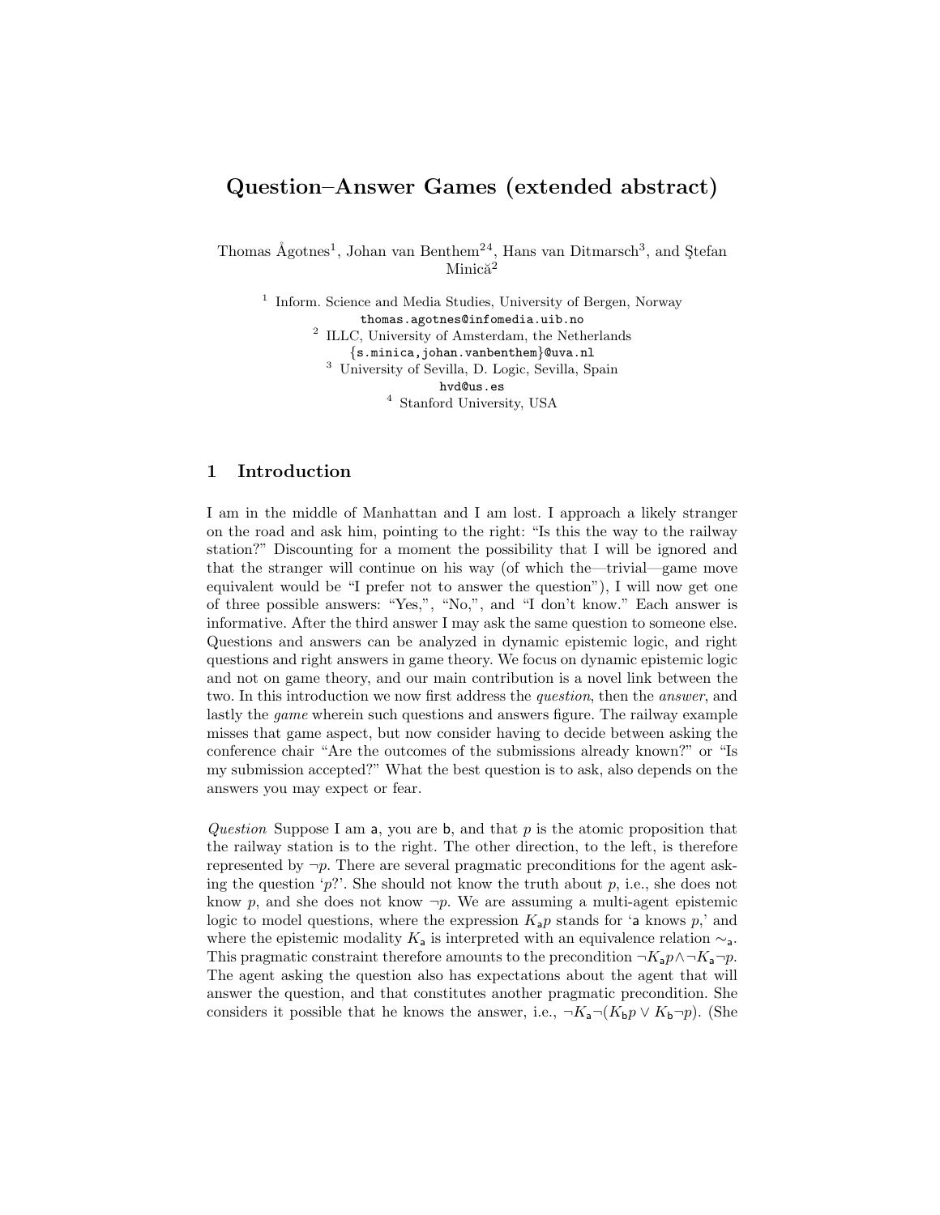# Question–Answer Games (extended abstract)

Thomas Ågotnes[1], Johan van Benthem[2,4], Hans van Ditmarsch[3], and Ştefan Minică[2]

[1] Inform. Science and Media Studies, University of Bergen, Norway
thomas.agotnes@infomedia.uib.no

[2] ILLC, University of Amsterdam, the Netherlands
{s.minica,johan.vanbenthem}@uva.nl

[3] University of Sevilla, D. Logic, Sevilla, Spain
hvd@us.es

[4] Stanford University, USA

## 1 Introduction

I am in the middle of Manhattan and I am lost. I approach a likely stranger on the road and ask him, pointing to the right: "Is this the way to the railway station?" Discounting for a moment the possibility that I will be ignored and that the stranger will continue on his way (of which the—trivial—game move equivalent would be "I prefer not to answer the question"), I will now get one of three possible answers: "Yes,", "No,", and "I don't know." Each answer is informative. After the third answer I may ask the same question to someone else. Questions and answers can be analyzed in dynamic epistemic logic, and right questions and right answers in game theory. We focus on dynamic epistemic logic and not on game theory, and our main contribution is a novel link between the two. In this introduction we now first address the *question*, then the *answer*, and lastly the *game* wherein such questions and answers figure. The railway example misses that game aspect, but now consider having to decide between asking the conference chair "Are the outcomes of the submissions already known?" or "Is my submission accepted?" What the best question is to ask, also depends on the answers you may expect or fear.

*Question* Suppose I am $\mathsf{a}$, you are $\mathsf{b}$, and that $p$ is the atomic proposition that the railway station is to the right. The other direction, to the left, is therefore represented by $\neg p$. There are several pragmatic preconditions for the agent asking the question '$p$?'. She should not know the truth about $p$, i.e., she does not know $p$, and she does not know $\neg p$. We are assuming a multi-agent epistemic logic to model questions, where the expression $K_{\mathsf{a}}p$ stands for '$\mathsf{a}$ knows $p$,' and where the epistemic modality $K_{\mathsf{a}}$ is interpreted with an equivalence relation $\sim_{\mathsf{a}}$. This pragmatic constraint therefore amounts to the precondition $\neg K_{\mathsf{a}}p \wedge \neg K_{\mathsf{a}}\neg p$. The agent asking the question also has expectations about the agent that will answer the question, and that constitutes another pragmatic precondition. She considers it possible that he knows the answer, i.e., $\neg K_{\mathsf{a}}\neg(K_{\mathsf{b}}p \vee K_{\mathsf{b}}\neg p)$. (She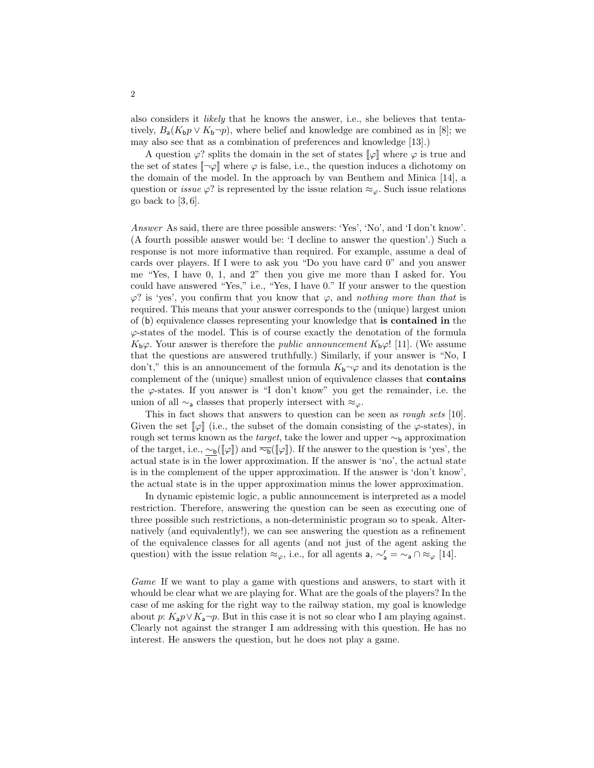also considers it *likely* that he knows the answer, i.e., she believes that tentatively, $B_{\mathsf{a}}(K_{\mathsf{b}}p \vee K_{\mathsf{b}}\neg p)$, where belief and knowledge are combined as in [8]; we may also see that as a combination of preferences and knowledge [13].)

A question $\varphi$? splits the domain in the set of states $[\![\varphi]\!]$ where $\varphi$ is true and the set of states $[\![\neg\varphi]\!]$ where $\varphi$ is false, i.e., the question induces a dichotomy on the domain of the model. In the approach by van Benthem and Minica [14], a question or *issue* $\varphi$? is represented by the issue relation $\approx_\varphi$. Such issue relations go back to [3, 6].

*Answer* As said, there are three possible answers: 'Yes', 'No', and 'I don't know'. (A fourth possible answer would be: 'I decline to answer the question'.) Such a response is not more informative than required. For example, assume a deal of cards over players. If I were to ask you "Do you have card 0" and you answer me "Yes, I have 0, 1, and 2" then you give me more than I asked for. You could have answered "Yes," i.e., "Yes, I have 0." If your answer to the question $\varphi$? is 'yes', you confirm that you know that $\varphi$, and *nothing more than that* is required. This means that your answer corresponds to the (unique) largest union of ($\mathsf{b}$) equivalence classes representing your knowledge that **is contained in** the $\varphi$-states of the model. This is of course exactly the denotation of the formula $K_{\mathsf{b}}\varphi$. Your answer is therefore the *public announcement* $K_{\mathsf{b}}\varphi$! [11]. (We assume that the questions are answered truthfully.) Similarly, if your answer is "No, I don't," this is an announcement of the formula $K_{\mathsf{b}}\neg\varphi$ and its denotation is the complement of the (unique) smallest union of equivalence classes that **contains** the $\varphi$-states. If you answer is "I don't know" you get the remainder, i.e. the union of all $\sim_{\mathsf{a}}$ classes that properly intersect with $\approx_\varphi$.

This in fact shows that answers to question can be seen as *rough sets* [10]. Given the set $[\![\varphi]\!]$ (i.e., the subset of the domain consisting of the $\varphi$-states), in rough set terms known as the *target*, take the lower and upper $\sim_{\mathsf{b}}$ approximation of the target, i.e., $\underline{\sim_{\mathsf{b}}}([\![\varphi]\!])$ and $\overline{\sim_{\mathsf{b}}}([\![\varphi]\!])$. If the answer to the question is 'yes', the actual state is in the lower approximation. If the answer is 'no', the actual state is in the complement of the upper approximation. If the answer is 'don't know', the actual state is in the upper approximation minus the lower approximation.

In dynamic epistemic logic, a public announcement is interpreted as a model restriction. Therefore, answering the question can be seen as executing one of three possible such restrictions, a non-deterministic program so to speak. Alternatively (and equivalently!), we can see answering the question as a refinement of the equivalence classes for all agents (and not just of the agent asking the question) with the issue relation $\approx_\varphi$, i.e., for all agents $\mathsf{a}$, $\sim'_{\mathsf{a}} = \sim_{\mathsf{a}} \cap \approx_\varphi$ [14].

*Game* If we want to play a game with questions and answers, to start with it whould be clear what we are playing for. What are the goals of the players? In the case of me asking for the right way to the railway station, my goal is knowledge about $p$: $K_{\mathsf{a}}p \vee K_{\mathsf{a}}\neg p$. But in this case it is not so clear who I am playing against. Clearly not against the stranger I am addressing with this question. He has no interest. He answers the question, but he does not play a game.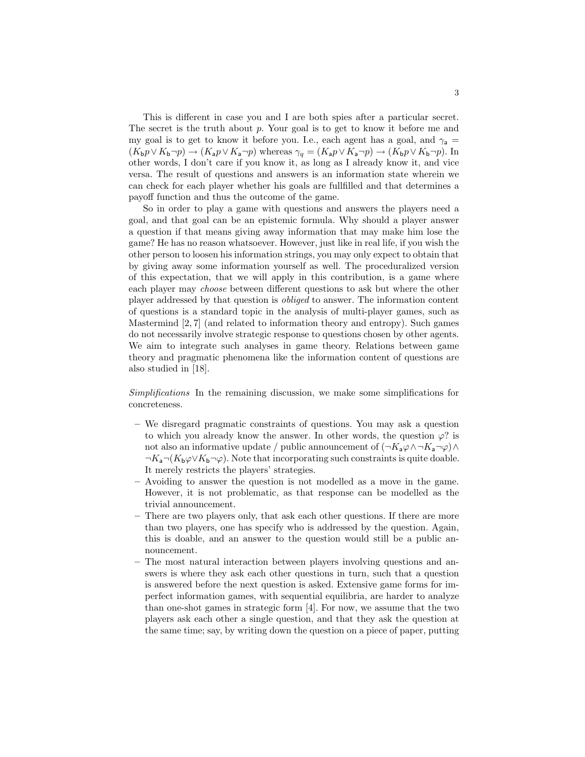This is different in case you and I are both spies after a particular secret. The secret is the truth about $p$. Your goal is to get to know it before me and my goal is to get to know it before you. I.e., each agent has a goal, and $\gamma_{\mathsf{a}} = (K_{\mathsf{b}}p \vee K_{\mathsf{b}}\neg p) \rightarrow (K_{\mathsf{a}}p \vee K_{\mathsf{a}}\neg p)$ whereas $\gamma_q = (K_{\mathsf{a}}p \vee K_{\mathsf{a}}\neg p) \rightarrow (K_{\mathsf{b}}p \vee K_{\mathsf{b}}\neg p)$. In other words, I don't care if you know it, as long as I already know it, and vice versa. The result of questions and answers is an information state wherein we can check for each player whether his goals are fullfilled and that determines a payoff function and thus the outcome of the game.

So in order to play a game with questions and answers the players need a goal, and that goal can be an epistemic formula. Why should a player answer a question if that means giving away information that may make him lose the game? He has no reason whatsoever. However, just like in real life, if you wish the other person to loosen his information strings, you may only expect to obtain that by giving away some information yourself as well. The proceduralized version of this expectation, that we will apply in this contribution, is a game where each player may *choose* between different questions to ask but where the other player addressed by that question is *obliged* to answer. The information content of questions is a standard topic in the analysis of multi-player games, such as Mastermind [2, 7] (and related to information theory and entropy). Such games do not necessarily involve strategic response to questions chosen by other agents. We aim to integrate such analyses in game theory. Relations between game theory and pragmatic phenomena like the information content of questions are also studied in [18].

*Simplifications* In the remaining discussion, we make some simplifications for concreteness.

– We disregard pragmatic constraints of questions. You may ask a question to which you already know the answer. In other words, the question $\varphi?$ is not also an informative update / public announcement of $(\neg K_{\mathsf{a}}\varphi \wedge \neg K_{\mathsf{a}}\neg\varphi) \wedge \neg K_{\mathsf{a}}\neg(K_{\mathsf{b}}\varphi \vee K_{\mathsf{b}}\neg\varphi)$. Note that incorporating such constraints is quite doable. It merely restricts the players' strategies.
– Avoiding to answer the question is not modelled as a move in the game. However, it is not problematic, as that response can be modelled as the trivial announcement.
– There are two players only, that ask each other questions. If there are more than two players, one has specify who is addressed by the question. Again, this is doable, and an answer to the question would still be a public announcement.
– The most natural interaction between players involving questions and answers is where they ask each other questions in turn, such that a question is answered before the next question is asked. Extensive game forms for imperfect information games, with sequential equilibria, are harder to analyze than one-shot games in strategic form [4]. For now, we assume that the two players ask each other a single question, and that they ask the question at the same time; say, by writing down the question on a piece of paper, putting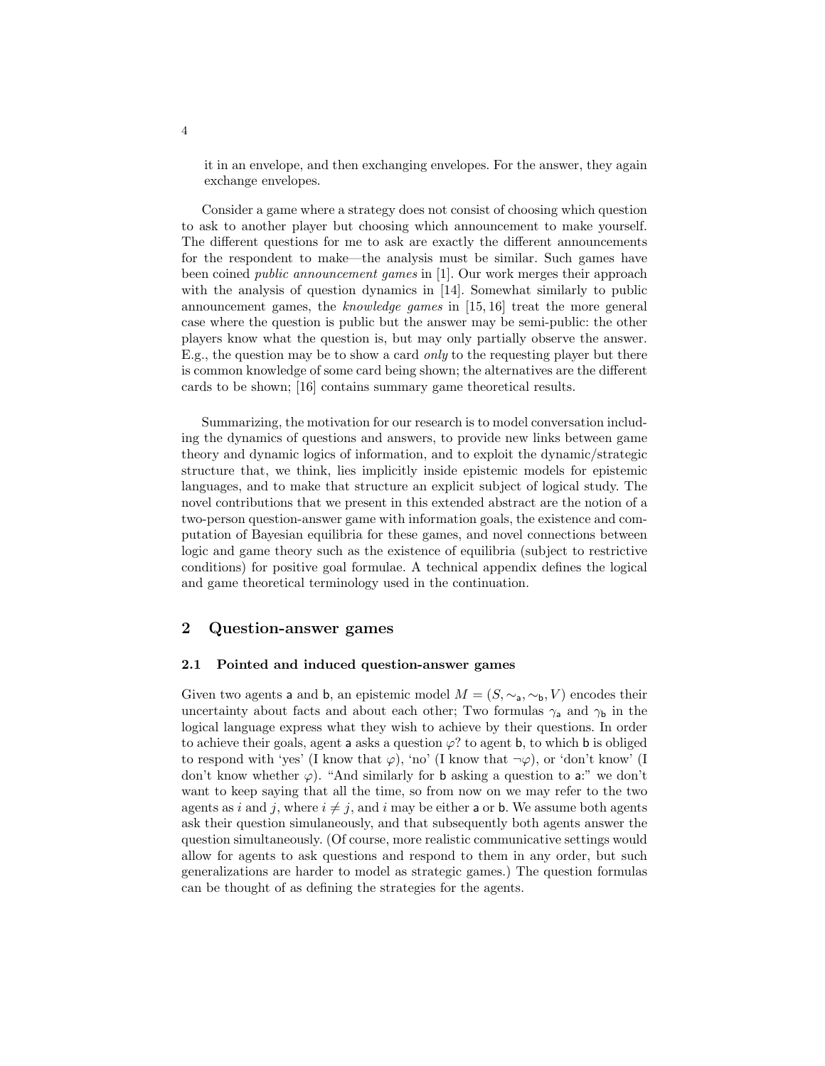it in an envelope, and then exchanging envelopes. For the answer, they again exchange envelopes.

Consider a game where a strategy does not consist of choosing which question to ask to another player but choosing which announcement to make yourself. The different questions for me to ask are exactly the different announcements for the respondent to make—the analysis must be similar. Such games have been coined *public announcement games* in [1]. Our work merges their approach with the analysis of question dynamics in [14]. Somewhat similarly to public announcement games, the *knowledge games* in [15, 16] treat the more general case where the question is public but the answer may be semi-public: the other players know what the question is, but may only partially observe the answer. E.g., the question may be to show a card *only* to the requesting player but there is common knowledge of some card being shown; the alternatives are the different cards to be shown; [16] contains summary game theoretical results.

Summarizing, the motivation for our research is to model conversation including the dynamics of questions and answers, to provide new links between game theory and dynamic logics of information, and to exploit the dynamic/strategic structure that, we think, lies implicitly inside epistemic models for epistemic languages, and to make that structure an explicit subject of logical study. The novel contributions that we present in this extended abstract are the notion of a two-person question-answer game with information goals, the existence and computation of Bayesian equilibria for these games, and novel connections between logic and game theory such as the existence of equilibria (subject to restrictive conditions) for positive goal formulae. A technical appendix defines the logical and game theoretical terminology used in the continuation.

## 2 Question-answer games

### 2.1 Pointed and induced question-answer games

Given two agents $\mathsf{a}$ and $\mathsf{b}$, an epistemic model $M = (S, \sim_{\mathsf{a}}, \sim_{\mathsf{b}}, V)$ encodes their uncertainty about facts and about each other; Two formulas $\gamma_{\mathsf{a}}$ and $\gamma_{\mathsf{b}}$ in the logical language express what they wish to achieve by their questions. In order to achieve their goals, agent $\mathsf{a}$ asks a question $\varphi$? to agent $\mathsf{b}$, to which $\mathsf{b}$ is obliged to respond with 'yes' (I know that $\varphi$), 'no' (I know that $\neg\varphi$), or 'don't know' (I don't know whether $\varphi$). "And similarly for $\mathsf{b}$ asking a question to $\mathsf{a}$:" we don't want to keep saying that all the time, so from now on we may refer to the two agents as $i$ and $j$, where $i \neq j$, and $i$ may be either $\mathsf{a}$ or $\mathsf{b}$. We assume both agents ask their question simulaneously, and that subsequently both agents answer the question simultaneously. (Of course, more realistic communicative settings would allow for agents to ask questions and respond to them in any order, but such generalizations are harder to model as strategic games.) The question formulas can be thought of as defining the strategies for the agents.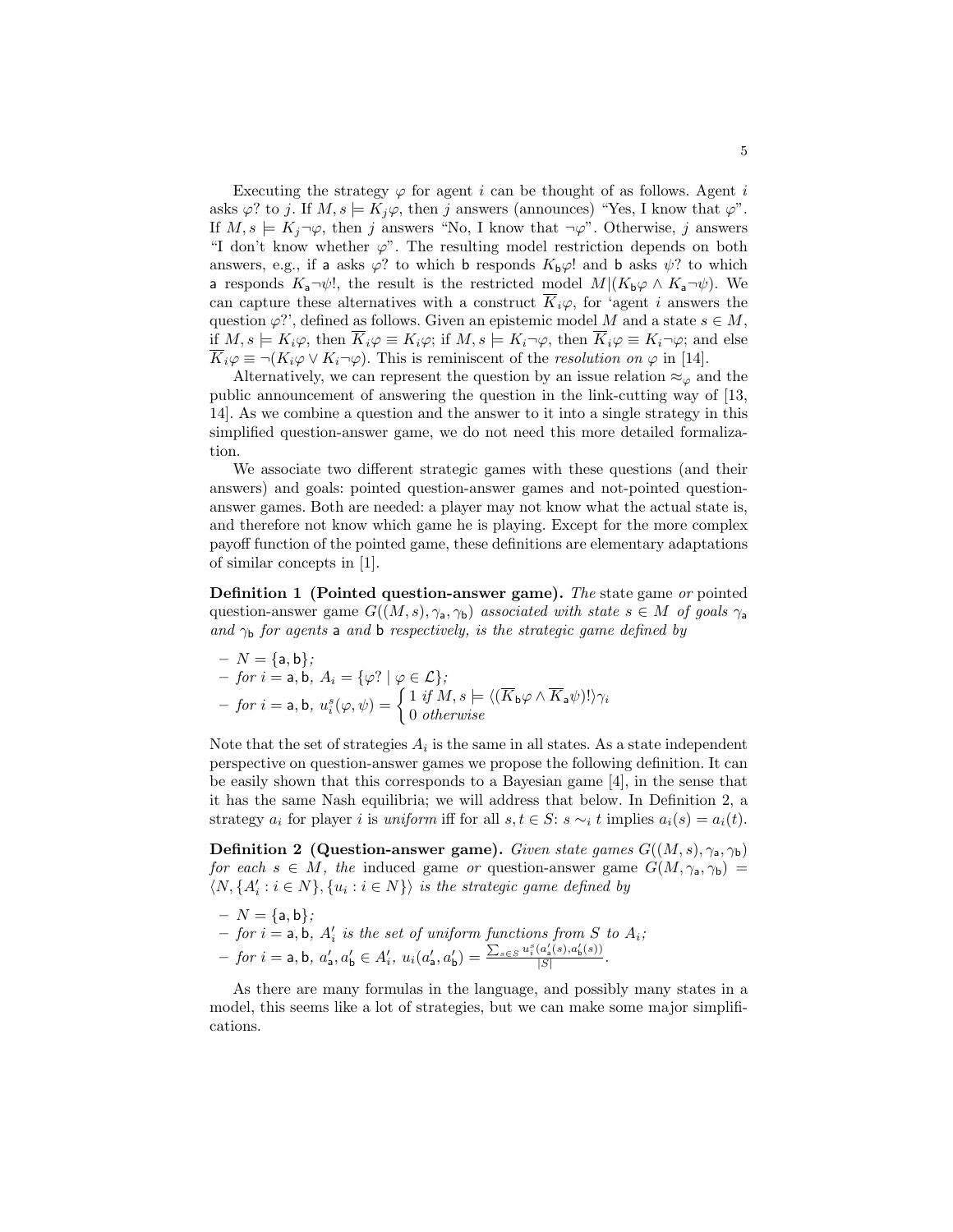Executing the strategy $\varphi$ for agent $i$ can be thought of as follows. Agent $i$ asks $\varphi$? to $j$. If $M, s \models K_j\varphi$, then $j$ answers (announces) "Yes, I know that $\varphi$". If $M, s \models K_j\neg\varphi$, then $j$ answers "No, I know that $\neg\varphi$". Otherwise, $j$ answers "I don't know whether $\varphi$". The resulting model restriction depends on both answers, e.g., if $\mathsf{a}$ asks $\varphi$? to which $\mathsf{b}$ responds $K_\mathsf{b}\varphi$! and $\mathsf{b}$ asks $\psi$? to which $\mathsf{a}$ responds $K_\mathsf{a}\neg\psi$!, the result is the restricted model $M|(K_\mathsf{b}\varphi \wedge K_\mathsf{a}\neg\psi)$. We can capture these alternatives with a construct $\overline{K}_i\varphi$, for 'agent $i$ answers the question $\varphi$?', defined as follows. Given an epistemic model $M$ and a state $s \in M$, if $M, s \models K_i\varphi$, then $\overline{K}_i\varphi \equiv K_i\varphi$; if $M, s \models K_i\neg\varphi$, then $\overline{K}_i\varphi \equiv K_i\neg\varphi$; and else $\overline{K}_i\varphi \equiv \neg(K_i\varphi \vee K_i\neg\varphi)$. This is reminiscent of the *resolution on* $\varphi$ in [14].

Alternatively, we can represent the question by an issue relation $\approx_\varphi$ and the public announcement of answering the question in the link-cutting way of [13, 14]. As we combine a question and the answer to it into a single strategy in this simplified question-answer game, we do not need this more detailed formalization.

We associate two different strategic games with these questions (and their answers) and goals: pointed question-answer games and not-pointed question-answer games. Both are needed: a player may not know what the actual state is, and therefore not know which game he is playing. Except for the more complex payoff function of the pointed game, these definitions are elementary adaptations of similar concepts in [1].

**Definition 1 (Pointed question-answer game).** *The* state game *or* pointed question-answer game $G((M, s), \gamma_\mathsf{a}, \gamma_\mathsf{b})$ *associated with state* $s \in M$ *of goals* $\gamma_\mathsf{a}$ *and* $\gamma_\mathsf{b}$ *for agents* $\mathsf{a}$ *and* $\mathsf{b}$ *respectively, is the strategic game defined by*

- $N = \{\mathsf{a}, \mathsf{b}\}$*;*
- *for* $i = \mathsf{a}, \mathsf{b}$, $A_i = \{\varphi? \mid \varphi \in \mathcal{L}\}$*;*
- *for* $i = \mathsf{a}, \mathsf{b}$, $u_i^s(\varphi, \psi) = \begin{cases} 1 \text{ if } M, s \models \langle(\overline{K}_\mathsf{b}\varphi \wedge \overline{K}_\mathsf{a}\psi)!\rangle\gamma_i \\ 0 \text{ otherwise} \end{cases}$

Note that the set of strategies $A_i$ is the same in all states. As a state independent perspective on question-answer games we propose the following definition. It can be easily shown that this corresponds to a Bayesian game [4], in the sense that it has the same Nash equilibria; we will address that below. In Definition 2, a strategy $a_i$ for player $i$ is *uniform* iff for all $s, t \in S$: $s \sim_i t$ implies $a_i(s) = a_i(t)$.

**Definition 2 (Question-answer game).** *Given state games* $G((M, s), \gamma_\mathsf{a}, \gamma_\mathsf{b})$ *for each* $s \in M$*, the* induced game *or* question-answer game $G(M, \gamma_\mathsf{a}, \gamma_\mathsf{b}) = \langle N, \{A'_i : i \in N\}, \{u_i : i \in N\}\rangle$ *is the strategic game defined by*

- $N = \{\mathsf{a}, \mathsf{b}\}$*;*
- *for* $i = \mathsf{a}, \mathsf{b}$, $A'_i$ *is the set of uniform functions from* $S$ *to* $A_i$*;*
- *for* $i = \mathsf{a}, \mathsf{b}$, $a'_\mathsf{a}, a'_\mathsf{b} \in A'_i$, $u_i(a'_\mathsf{a}, a'_\mathsf{b}) = \frac{\sum_{s \in S} u_i^s(a'_\mathsf{a}(s), a'_\mathsf{b}(s))}{|S|}$.

As there are many formulas in the language, and possibly many states in a model, this seems like a lot of strategies, but we can make some major simplifications.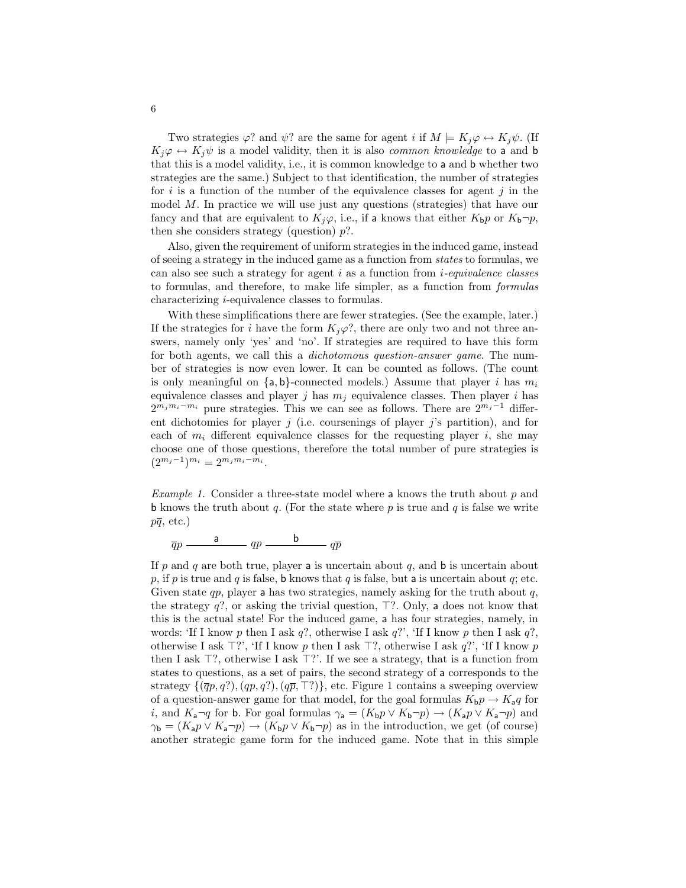Two strategies $\varphi?$ and $\psi?$ are the same for agent $i$ if $M \models K_j\varphi \leftrightarrow K_j\psi$. (If $K_j\varphi \leftrightarrow K_j\psi$ is a model validity, then it is also *common knowledge* to $\mathsf{a}$ and $\mathsf{b}$ that this is a model validity, i.e., it is common knowledge to $\mathsf{a}$ and $\mathsf{b}$ whether two strategies are the same.) Subject to that identification, the number of strategies for $i$ is a function of the number of the equivalence classes for agent $j$ in the model $M$. In practice we will use just any questions (strategies) that have our fancy and that are equivalent to $K_j\varphi$, i.e., if $\mathsf{a}$ knows that either $K_\mathsf{b}p$ or $K_\mathsf{b}\neg p$, then she considers strategy (question) $p?$.

Also, given the requirement of uniform strategies in the induced game, instead of seeing a strategy in the induced game as a function from *states* to formulas, we can also see such a strategy for agent $i$ as a function from *i-equivalence classes* to formulas, and therefore, to make life simpler, as a function from *formulas* characterizing $i$-equivalence classes to formulas.

With these simplifications there are fewer strategies. (See the example, later.) If the strategies for $i$ have the form $K_j\varphi?$, there are only two and not three answers, namely only 'yes' and 'no'. If strategies are required to have this form for both agents, we call this a *dichotomous question-answer game*. The number of strategies is now even lower. It can be counted as follows. (The count is only meaningful on $\{\mathsf{a},\mathsf{b}\}$-connected models.) Assume that player $i$ has $m_i$ equivalence classes and player $j$ has $m_j$ equivalence classes. Then player $i$ has $2^{m_j m_i - m_i}$ pure strategies. This we can see as follows. There are $2^{m_j - 1}$ different dichotomies for player $j$ (i.e. coursenings of player $j$'s partition), and for each of $m_i$ different equivalence classes for the requesting player $i$, she may choose one of those questions, therefore the total number of pure strategies is $(2^{m_j-1})^{m_i} = 2^{m_j m_i - m_i}$.

*Example 1.* Consider a three-state model where $\mathsf{a}$ knows the truth about $p$ and $\mathsf{b}$ knows the truth about $q$. (For the state where $p$ is true and $q$ is false we write $p\overline{q}$, etc.)

$$\overline{q}p \xrightarrow{\quad \mathsf{a} \quad} qp \xrightarrow{\quad \mathsf{b} \quad} q\overline{p}$$

If $p$ and $q$ are both true, player $\mathsf{a}$ is uncertain about $q$, and $\mathsf{b}$ is uncertain about $p$, if $p$ is true and $q$ is false, $\mathsf{b}$ knows that $q$ is false, but $\mathsf{a}$ is uncertain about $q$; etc. Given state $qp$, player $\mathsf{a}$ has two strategies, namely asking for the truth about $q$, the strategy $q?$, or asking the trivial question, $\top?$. Only, $\mathsf{a}$ does not know that this is the actual state! For the induced game, $\mathsf{a}$ has four strategies, namely, in words: 'If I know $p$ then I ask $q?$, otherwise I ask $q?$', 'If I know $p$ then I ask $q?$, otherwise I ask $\top?$', 'If I know $p$ then I ask $\top?$, otherwise I ask $q?$', 'If I know $p$ then I ask $\top?$, otherwise I ask $\top?$'. If we see a strategy, that is a function from states to questions, as a set of pairs, the second strategy of $\mathsf{a}$ corresponds to the strategy $\{(\overline{q}p, q?), (qp, q?), (q\overline{p}, \top?)\}$, etc. Figure 1 contains a sweeping overview of a question-answer game for that model, for the goal formulas $K_\mathsf{b}p \to K_\mathsf{a}q$ for $i$, and $K_\mathsf{a}\neg q$ for $\mathsf{b}$. For goal formulas $\gamma_\mathsf{a} = (K_\mathsf{b}p \vee K_\mathsf{b}\neg p) \to (K_\mathsf{a}p \vee K_\mathsf{a}\neg p)$ and $\gamma_\mathsf{b} = (K_\mathsf{a}p \vee K_\mathsf{a}\neg p) \to (K_\mathsf{b}p \vee K_\mathsf{b}\neg p)$ as in the introduction, we get (of course) another strategic game form for the induced game. Note that in this simple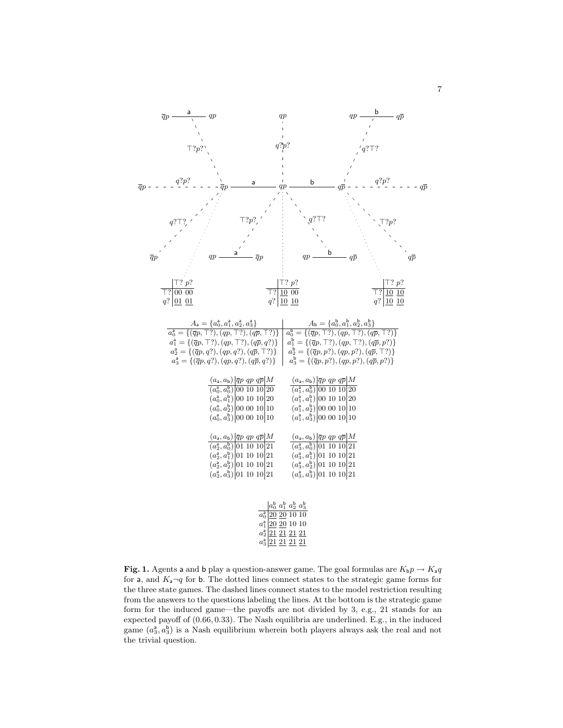|  | $\top?$ | $p?$ |
|---|---|---|
| $\top?$ | 00 | 00 |
| $q?$ | 01 | 01 |

|  | $\top?$ | $p?$ |
|---|---|---|
| $\top?$ | 10 | 00 |
| $q?$ | 10 | 10 |

|  | $\top?$ | $p?$ |
|---|---|---|
| $\top?$ | 10 | 10 |
| $q?$ | 10 | 10 |

| $A_a = \{a_0^a, a_1^a, a_2^a, a_3^a\}$ | $A_b = \{a_0^b, a_1^b, a_2^b, a_3^b\}$ |
|---|---|
| $a_0^a = \{(\overline{q}p, \top?), (qp, \top?), (q\overline{p}, \top?)\}$ | $a_0^b = \{(\overline{q}p, \top?), (qp, \top?), (q\overline{p}, \top?)\}$ |
| $a_1^a = \{(\overline{q}p, \top?), (qp, \top?), (q\overline{p}, q?)\}$ | $a_1^b = \{(\overline{q}p, \top?), (qp, \top?), (q\overline{p}, p?)\}$ |
| $a_2^a = \{(\overline{q}p, q?), (qp, q?), (q\overline{p}, \top?)\}$ | $a_2^b = \{(\overline{q}p, p?), (qp, p?), (q\overline{p}, \top?)\}$ |
| $a_3^a = \{(\overline{q}p, q?), (qp, q?), (q\overline{p}, q?)\}$ | $a_3^b = \{(\overline{q}p, p?), (qp, p?), (q\overline{p}, p?)\}$ |

| $(a_a, a_b)$ | $\overline{q}p$ | $qp$ | $q\overline{p}$ | $M$ |
|---|---|---|---|---|
| $(a_0^a, a_0^b)$ | 00 | 10 | 10 | 20 |
| $(a_0^a, a_1^b)$ | 00 | 10 | 10 | 20 |
| $(a_0^a, a_2^b)$ | 00 | 00 | 10 | 10 |
| $(a_0^a, a_3^b)$ | 00 | 00 | 10 | 10 |

| $(a_a, a_b)$ | $\overline{q}p$ | $qp$ | $q\overline{p}$ | $M$ |
|---|---|---|---|---|
| $(a_1^a, a_0^b)$ | 00 | 10 | 10 | 20 |
| $(a_1^a, a_1^b)$ | 00 | 10 | 10 | 20 |
| $(a_1^a, a_2^b)$ | 00 | 00 | 10 | 10 |
| $(a_1^a, a_3^b)$ | 00 | 00 | 10 | 10 |

| $(a_a, a_b)$ | $\overline{q}p$ | $qp$ | $q\overline{p}$ | $M$ |
|---|---|---|---|---|
| $(a_2^a, a_0^b)$ | 01 | 10 | 10 | 21 |
| $(a_2^a, a_1^b)$ | 01 | 10 | 10 | 21 |
| $(a_2^a, a_2^b)$ | 01 | 10 | 10 | 21 |
| $(a_2^a, a_3^b)$ | 01 | 10 | 10 | 21 |

| $(a_a, a_b)$ | $\overline{q}p$ | $qp$ | $q\overline{p}$ | $M$ |
|---|---|---|---|---|
| $(a_3^a, a_0^b)$ | 01 | 10 | 10 | 21 |
| $(a_3^a, a_1^b)$ | 01 | 10 | 10 | 21 |
| $(a_3^a, a_2^b)$ | 01 | 10 | 10 | 21 |
| $(a_3^a, a_3^b)$ | 01 | 10 | 10 | 21 |

|  | $a_0^b$ | $a_1^b$ | $a_2^b$ | $a_3^b$ |
|---|---|---|---|---|
| $a_0^a$ | 20 | 20 | 10 | 10 |
| $a_1^a$ | 20 | 20 | 10 | 10 |
| $a_2^a$ | 21 | 21 | 21 | 21 |
| $a_3^a$ | 21 | 21 | 21 | 21 |

**Fig. 1.** Agents a and b play a question-answer game. The goal formulas are $K_b p \rightarrow K_a q$ for a, and $K_a \neg q$ for b. The dotted lines connect states to the strategic game forms for the three state games. The dashed lines connect states to the model restriction resulting from the answers to the questions labeling the lines. At the bottom is the strategic game form for the induced game—the payoffs are not divided by 3, e.g., 21 stands for an expected payoff of (0.66, 0.33). The Nash equilibria are underlined. E.g., in the induced game $(a_3^a, a_3^b)$ is a Nash equilibrium wherein both players always ask the real and not the trivial question.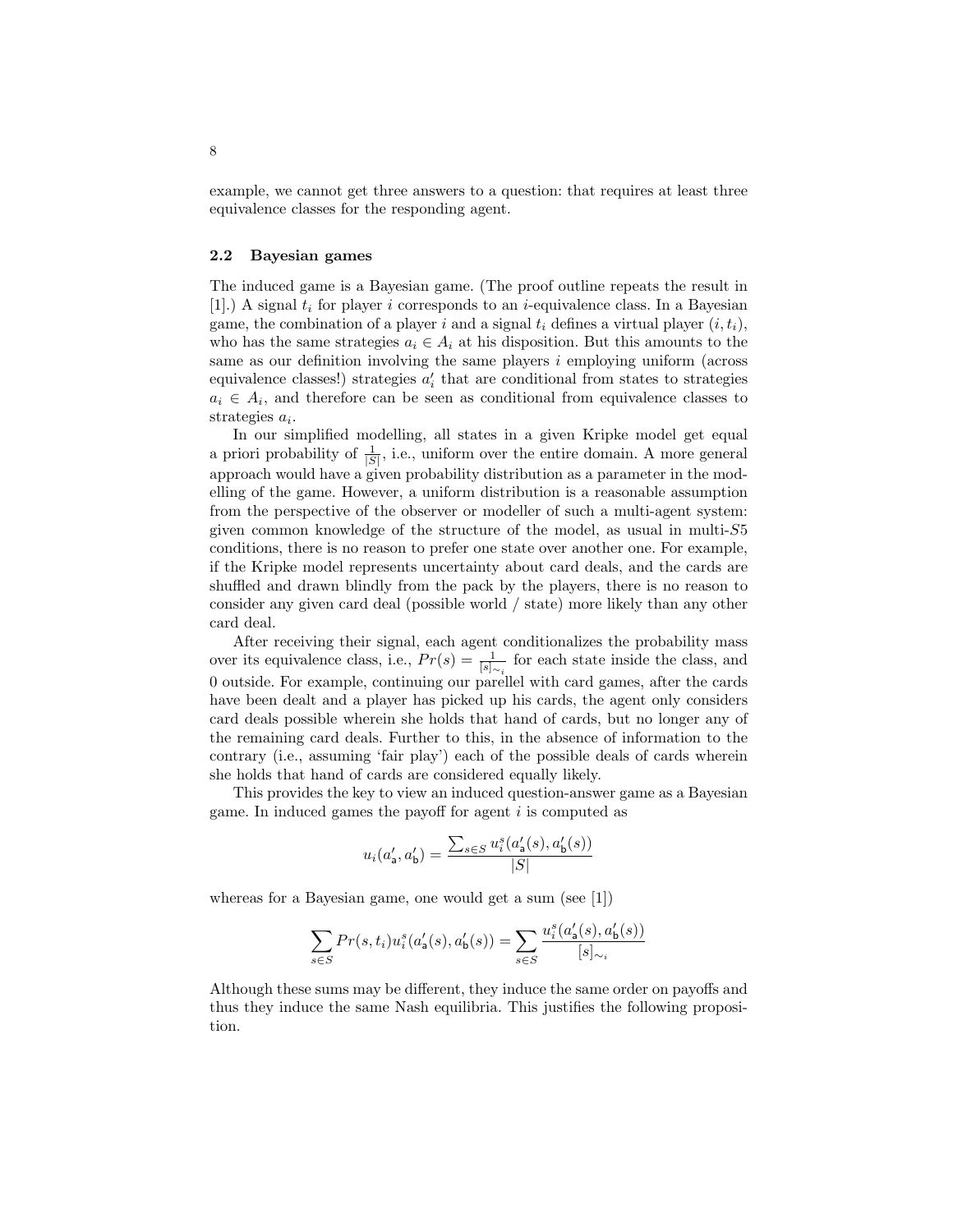example, we cannot get three answers to a question: that requires at least three equivalence classes for the responding agent.

### 2.2 Bayesian games

The induced game is a Bayesian game. (The proof outline repeats the result in [1].) A signal $t_i$ for player $i$ corresponds to an $i$-equivalence class. In a Bayesian game, the combination of a player $i$ and a signal $t_i$ defines a virtual player $(i, t_i)$, who has the same strategies $a_i \in A_i$ at his disposition. But this amounts to the same as our definition involving the same players $i$ employing uniform (across equivalence classes!) strategies $a'_i$ that are conditional from states to strategies $a_i \in A_i$, and therefore can be seen as conditional from equivalence classes to strategies $a_i$.

In our simplified modelling, all states in a given Kripke model get equal a priori probability of $\frac{1}{|S|}$, i.e., uniform over the entire domain. A more general approach would have a given probability distribution as a parameter in the modelling of the game. However, a uniform distribution is a reasonable assumption from the perspective of the observer or modeller of such a multi-agent system: given common knowledge of the structure of the model, as usual in multi-$S5$ conditions, there is no reason to prefer one state over another one. For example, if the Kripke model represents uncertainty about card deals, and the cards are shuffled and drawn blindly from the pack by the players, there is no reason to consider any given card deal (possible world / state) more likely than any other card deal.

After receiving their signal, each agent conditionalizes the probability mass over its equivalence class, i.e., $Pr(s) = \frac{1}{[s]_{\sim_i}}$ for each state inside the class, and 0 outside. For example, continuing our parellel with card games, after the cards have been dealt and a player has picked up his cards, the agent only considers card deals possible wherein she holds that hand of cards, but no longer any of the remaining card deals. Further to this, in the absence of information to the contrary (i.e., assuming 'fair play') each of the possible deals of cards wherein she holds that hand of cards are considered equally likely.

This provides the key to view an induced question-answer game as a Bayesian game. In induced games the payoff for agent $i$ is computed as

$$u_i(a'_{\mathsf{a}}, a'_{\mathsf{b}}) = \frac{\sum_{s \in S} u_i^s(a'_{\mathsf{a}}(s), a'_{\mathsf{b}}(s))}{|S|}$$

whereas for a Bayesian game, one would get a sum (see [1])

$$\sum_{s \in S} Pr(s, t_i) u_i^s(a'_{\mathsf{a}}(s), a'_{\mathsf{b}}(s)) = \sum_{s \in S} \frac{u_i^s(a'_{\mathsf{a}}(s), a'_{\mathsf{b}}(s))}{[s]_{\sim_i}}$$

Although these sums may be different, they induce the same order on payoffs and thus they induce the same Nash equilibria. This justifies the following proposition.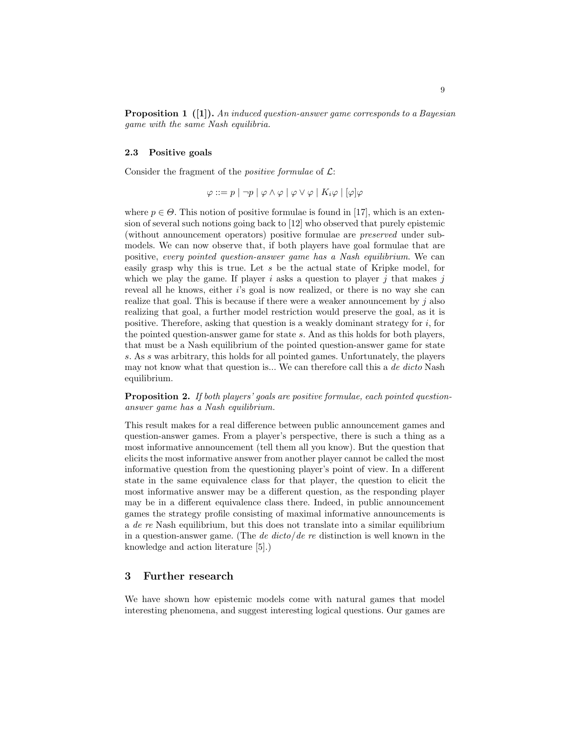**Proposition 1 ([1]).** *An induced question-answer game corresponds to a Bayesian game with the same Nash equilibria.*

### 2.3 Positive goals

Consider the fragment of the *positive formulae* of $\mathcal{L}$:

$$\varphi ::= p \mid \neg p \mid \varphi \wedge \varphi \mid \varphi \vee \varphi \mid K_i \varphi \mid [\varphi]\varphi$$

where $p \in \Theta$. This notion of positive formulae is found in [17], which is an extension of several such notions going back to [12] who observed that purely epistemic (without announcement operators) positive formulae are *preserved* under submodels. We can now observe that, if both players have goal formulae that are positive, *every pointed question-answer game has a Nash equilibrium*. We can easily grasp why this is true. Let $s$ be the actual state of Kripke model, for which we play the game. If player $i$ asks a question to player $j$ that makes $j$ reveal all he knows, either $i$'s goal is now realized, or there is no way she can realize that goal. This is because if there were a weaker announcement by $j$ also realizing that goal, a further model restriction would preserve the goal, as it is positive. Therefore, asking that question is a weakly dominant strategy for $i$, for the pointed question-answer game for state $s$. And as this holds for both players, that must be a Nash equilibrium of the pointed question-answer game for state $s$. As $s$ was arbitrary, this holds for all pointed games. Unfortunately, the players may not know what that question is... We can therefore call this a *de dicto* Nash equilibrium.

**Proposition 2.** *If both players' goals are positive formulae, each pointed question-answer game has a Nash equilibrium.*

This result makes for a real difference between public announcement games and question-answer games. From a player's perspective, there is such a thing as a most informative announcement (tell them all you know). But the question that elicits the most informative answer from another player cannot be called the most informative question from the questioning player's point of view. In a different state in the same equivalence class for that player, the question to elicit the most informative answer may be a different question, as the responding player may be in a different equivalence class there. Indeed, in public announcement games the strategy profile consisting of maximal informative announcements is a *de re* Nash equilibrium, but this does not translate into a similar equilibrium in a question-answer game. (The *de dicto*/*de re* distinction is well known in the knowledge and action literature [5].)

## 3 Further research

We have shown how epistemic models come with natural games that model interesting phenomena, and suggest interesting logical questions. Our games are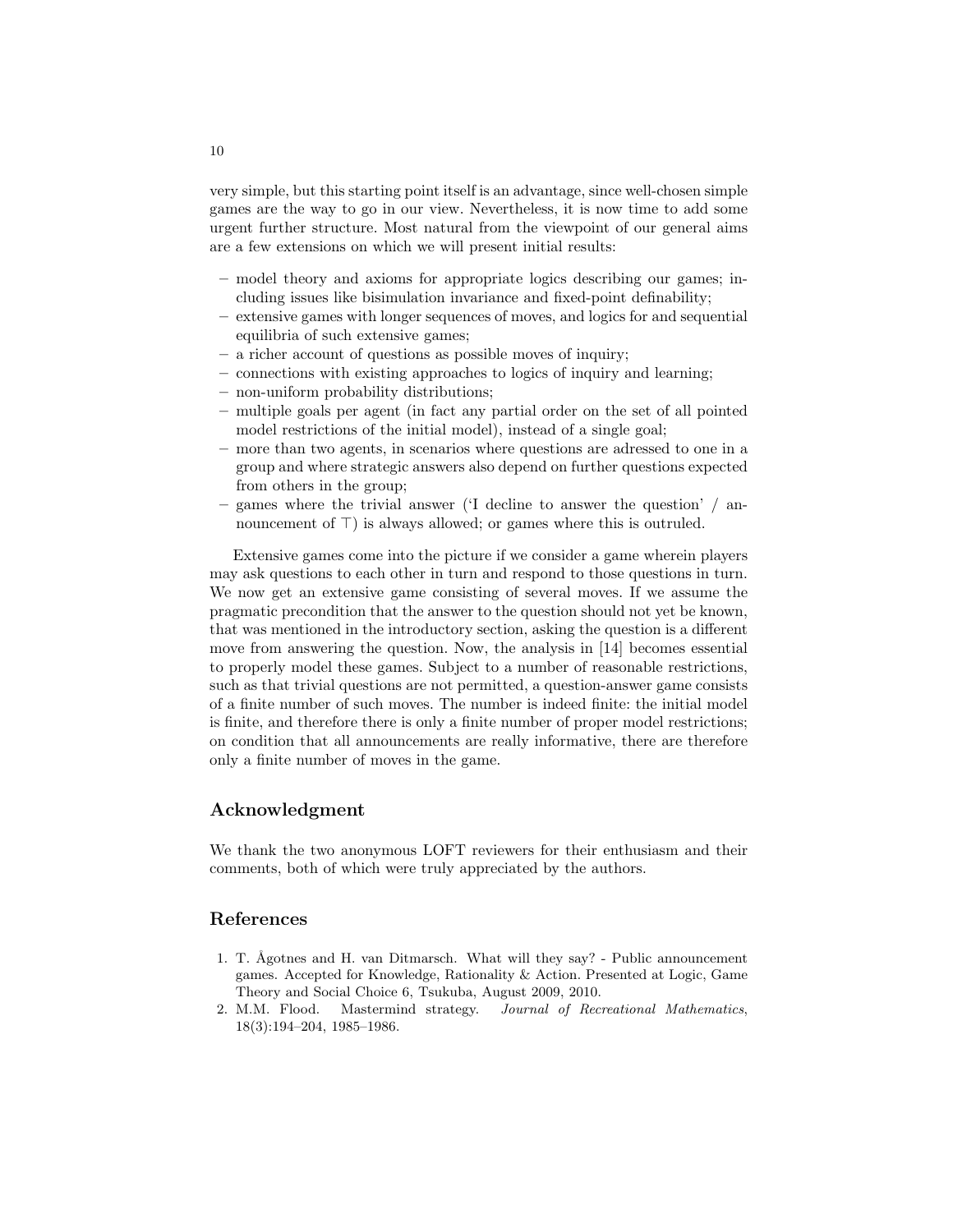very simple, but this starting point itself is an advantage, since well-chosen simple games are the way to go in our view. Nevertheless, it is now time to add some urgent further structure. Most natural from the viewpoint of our general aims are a few extensions on which we will present initial results:

- model theory and axioms for appropriate logics describing our games; including issues like bisimulation invariance and fixed-point definability;
- extensive games with longer sequences of moves, and logics for and sequential equilibria of such extensive games;
- a richer account of questions as possible moves of inquiry;
- connections with existing approaches to logics of inquiry and learning;
- non-uniform probability distributions;
- multiple goals per agent (in fact any partial order on the set of all pointed model restrictions of the initial model), instead of a single goal;
- more than two agents, in scenarios where questions are adressed to one in a group and where strategic answers also depend on further questions expected from others in the group;
- games where the trivial answer ('I decline to answer the question' / announcement of $\top$) is always allowed; or games where this is outruled.

Extensive games come into the picture if we consider a game wherein players may ask questions to each other in turn and respond to those questions in turn. We now get an extensive game consisting of several moves. If we assume the pragmatic precondition that the answer to the question should not yet be known, that was mentioned in the introductory section, asking the question is a different move from answering the question. Now, the analysis in [14] becomes essential to properly model these games. Subject to a number of reasonable restrictions, such as that trivial questions are not permitted, a question-answer game consists of a finite number of such moves. The number is indeed finite: the initial model is finite, and therefore there is only a finite number of proper model restrictions; on condition that all announcements are really informative, there are therefore only a finite number of moves in the game.

## Acknowledgment

We thank the two anonymous LOFT reviewers for their enthusiasm and their comments, both of which were truly appreciated by the authors.

## References

1. T. Ågotnes and H. van Ditmarsch. What will they say? - Public announcement games. Accepted for Knowledge, Rationality & Action. Presented at Logic, Game Theory and Social Choice 6, Tsukuba, August 2009, 2010.
2. M.M. Flood. Mastermind strategy. *Journal of Recreational Mathematics*, 18(3):194–204, 1985–1986.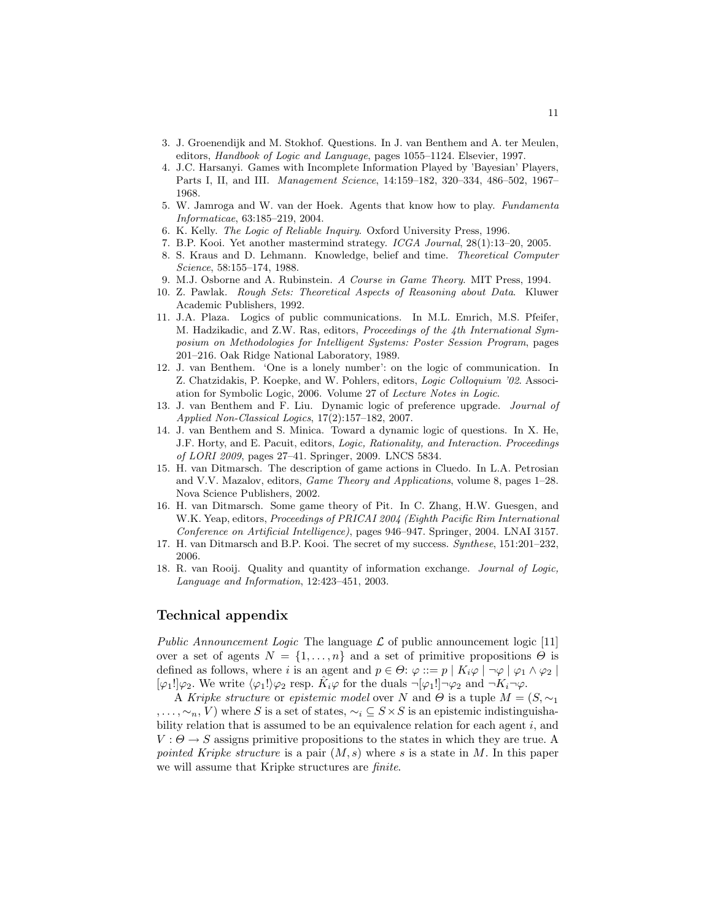3. J. Groenendijk and M. Stokhof. Questions. In J. van Benthem and A. ter Meulen, editors, *Handbook of Logic and Language*, pages 1055–1124. Elsevier, 1997.
4. J.C. Harsanyi. Games with Incomplete Information Played by 'Bayesian' Players, Parts I, II, and III. *Management Science*, 14:159–182, 320–334, 486–502, 1967–1968.
5. W. Jamroga and W. van der Hoek. Agents that know how to play. *Fundamenta Informaticae*, 63:185–219, 2004.
6. K. Kelly. *The Logic of Reliable Inquiry*. Oxford University Press, 1996.
7. B.P. Kooi. Yet another mastermind strategy. *ICGA Journal*, 28(1):13–20, 2005.
8. S. Kraus and D. Lehmann. Knowledge, belief and time. *Theoretical Computer Science*, 58:155–174, 1988.
9. M.J. Osborne and A. Rubinstein. *A Course in Game Theory*. MIT Press, 1994.
10. Z. Pawlak. *Rough Sets: Theoretical Aspects of Reasoning about Data*. Kluwer Academic Publishers, 1992.
11. J.A. Plaza. Logics of public communications. In M.L. Emrich, M.S. Pfeifer, M. Hadzikadic, and Z.W. Ras, editors, *Proceedings of the 4th International Symposium on Methodologies for Intelligent Systems: Poster Session Program*, pages 201–216. Oak Ridge National Laboratory, 1989.
12. J. van Benthem. 'One is a lonely number': on the logic of communication. In Z. Chatzidakis, P. Koepke, and W. Pohlers, editors, *Logic Colloquium '02*. Association for Symbolic Logic, 2006. Volume 27 of *Lecture Notes in Logic*.
13. J. van Benthem and F. Liu. Dynamic logic of preference upgrade. *Journal of Applied Non-Classical Logics*, 17(2):157–182, 2007.
14. J. van Benthem and S. Minica. Toward a dynamic logic of questions. In X. He, J.F. Horty, and E. Pacuit, editors, *Logic, Rationality, and Interaction. Proceedings of LORI 2009*, pages 27–41. Springer, 2009. LNCS 5834.
15. H. van Ditmarsch. The description of game actions in Cluedo. In L.A. Petrosian and V.V. Mazalov, editors, *Game Theory and Applications*, volume 8, pages 1–28. Nova Science Publishers, 2002.
16. H. van Ditmarsch. Some game theory of Pit. In C. Zhang, H.W. Guesgen, and W.K. Yeap, editors, *Proceedings of PRICAI 2004 (Eighth Pacific Rim International Conference on Artificial Intelligence)*, pages 946–947. Springer, 2004. LNAI 3157.
17. H. van Ditmarsch and B.P. Kooi. The secret of my success. *Synthese*, 151:201–232, 2006.
18. R. van Rooij. Quality and quantity of information exchange. *Journal of Logic, Language and Information*, 12:423–451, 2003.

## Technical appendix

*Public Announcement Logic* The language $\mathcal{L}$ of public announcement logic [11] over a set of agents $N = \{1, \ldots, n\}$ and a set of primitive propositions $\Theta$ is defined as follows, where $i$ is an agent and $p \in \Theta$: $\varphi ::= p \mid K_i\varphi \mid \neg\varphi \mid \varphi_1 \wedge \varphi_2 \mid [\varphi_1!]\varphi_2$. We write $\langle\varphi_1!\rangle\varphi_2$ resp. $\hat{K}_i\varphi$ for the duals $\neg[\varphi_1!]\neg\varphi_2$ and $\neg K_i\neg\varphi$.

A *Kripke structure* or *epistemic model* over $N$ and $\Theta$ is a tuple $M = (S, \sim_1, \ldots, \sim_n, V)$ where $S$ is a set of states, $\sim_i \subseteq S \times S$ is an epistemic indistinguishability relation that is assumed to be an equivalence relation for each agent $i$, and $V : \Theta \to S$ assigns primitive propositions to the states in which they are true. A *pointed Kripke structure* is a pair $(M, s)$ where $s$ is a state in $M$. In this paper we will assume that Kripke structures are *finite*.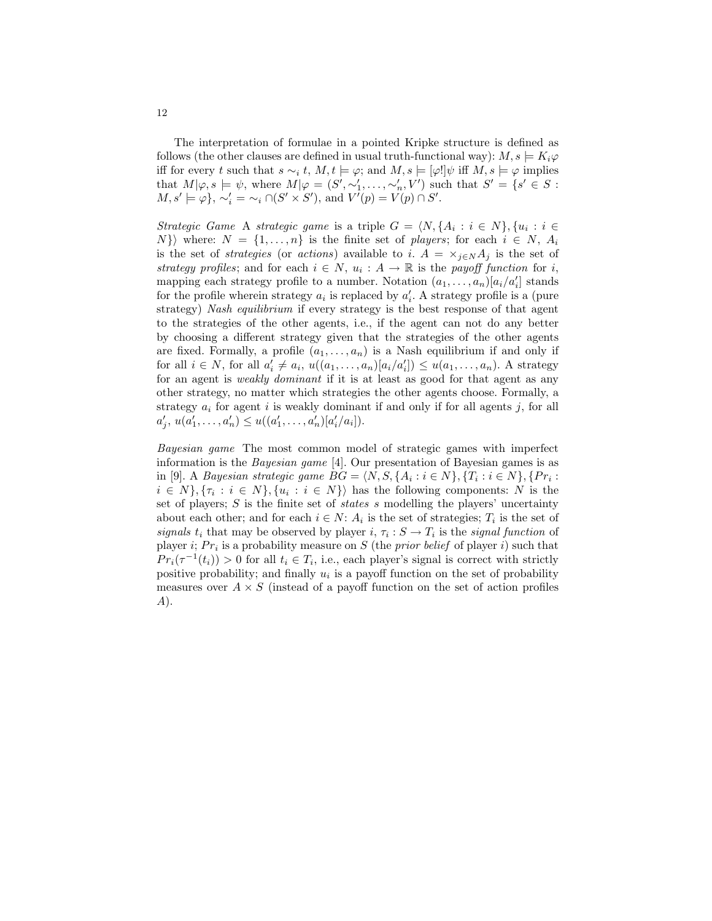The interpretation of formulae in a pointed Kripke structure is defined as follows (the other clauses are defined in usual truth-functional way): $M, s \models K_i\varphi$ iff for every $t$ such that $s \sim_i t$, $M, t \models \varphi$; and $M, s \models [\varphi!]\psi$ iff $M, s \models \varphi$ implies that $M|\varphi, s \models \psi$, where $M|\varphi = (S', \sim'_1, \ldots, \sim'_n, V')$ such that $S' = \{s' \in S : M, s' \models \varphi\}$, $\sim'_i = \sim_i \cap (S' \times S')$, and $V'(p) = V(p) \cap S'$.

*Strategic Game* A *strategic game* is a triple $G = \langle N, \{A_i : i \in N\}, \{u_i : i \in N\}\rangle$ where: $N = \{1, \ldots, n\}$ is the finite set of *players*; for each $i \in N$, $A_i$ is the set of *strategies* (or *actions*) available to $i$. $A = \times_{j \in N} A_j$ is the set of *strategy profiles*; and for each $i \in N$, $u_i : A \to \mathbb{R}$ is the *payoff function* for $i$, mapping each strategy profile to a number. Notation $(a_1, \ldots, a_n)[a_i/a'_i]$ stands for the profile wherein strategy $a_i$ is replaced by $a'_i$. A strategy profile is a (pure strategy) *Nash equilibrium* if every strategy is the best response of that agent to the strategies of the other agents, i.e., if the agent can not do any better by choosing a different strategy given that the strategies of the other agents are fixed. Formally, a profile $(a_1, \ldots, a_n)$ is a Nash equilibrium if and only if for all $i \in N$, for all $a'_i \neq a_i$, $u((a_1, \ldots, a_n)[a_i/a'_i]) \leq u(a_1, \ldots, a_n)$. A strategy for an agent is *weakly dominant* if it is at least as good for that agent as any other strategy, no matter which strategies the other agents choose. Formally, a strategy $a_i$ for agent $i$ is weakly dominant if and only if for all agents $j$, for all $a'_j$, $u(a'_1, \ldots, a'_n) \leq u((a'_1, \ldots, a'_n)[a'_i/a_i])$.

*Bayesian game* The most common model of strategic games with imperfect information is the *Bayesian game* [4]. Our presentation of Bayesian games is as in [9]. A *Bayesian strategic game* $BG = \langle N, S, \{A_i : i \in N\}, \{T_i : i \in N\}, \{Pr_i : i \in N\}, \{\tau_i : i \in N\}, \{u_i : i \in N\}\rangle$ has the following components: $N$ is the set of players; $S$ is the finite set of *states* $s$ modelling the players' uncertainty about each other; and for each $i \in N$: $A_i$ is the set of strategies; $T_i$ is the set of *signals* $t_i$ that may be observed by player $i$, $\tau_i : S \to T_i$ is the *signal function* of player $i$; $Pr_i$ is a probability measure on $S$ (the *prior belief* of player $i$) such that $Pr_i(\tau^{-1}(t_i)) > 0$ for all $t_i \in T_i$, i.e., each player's signal is correct with strictly positive probability; and finally $u_i$ is a payoff function on the set of probability measures over $A \times S$ (instead of a payoff function on the set of action profiles $A$).